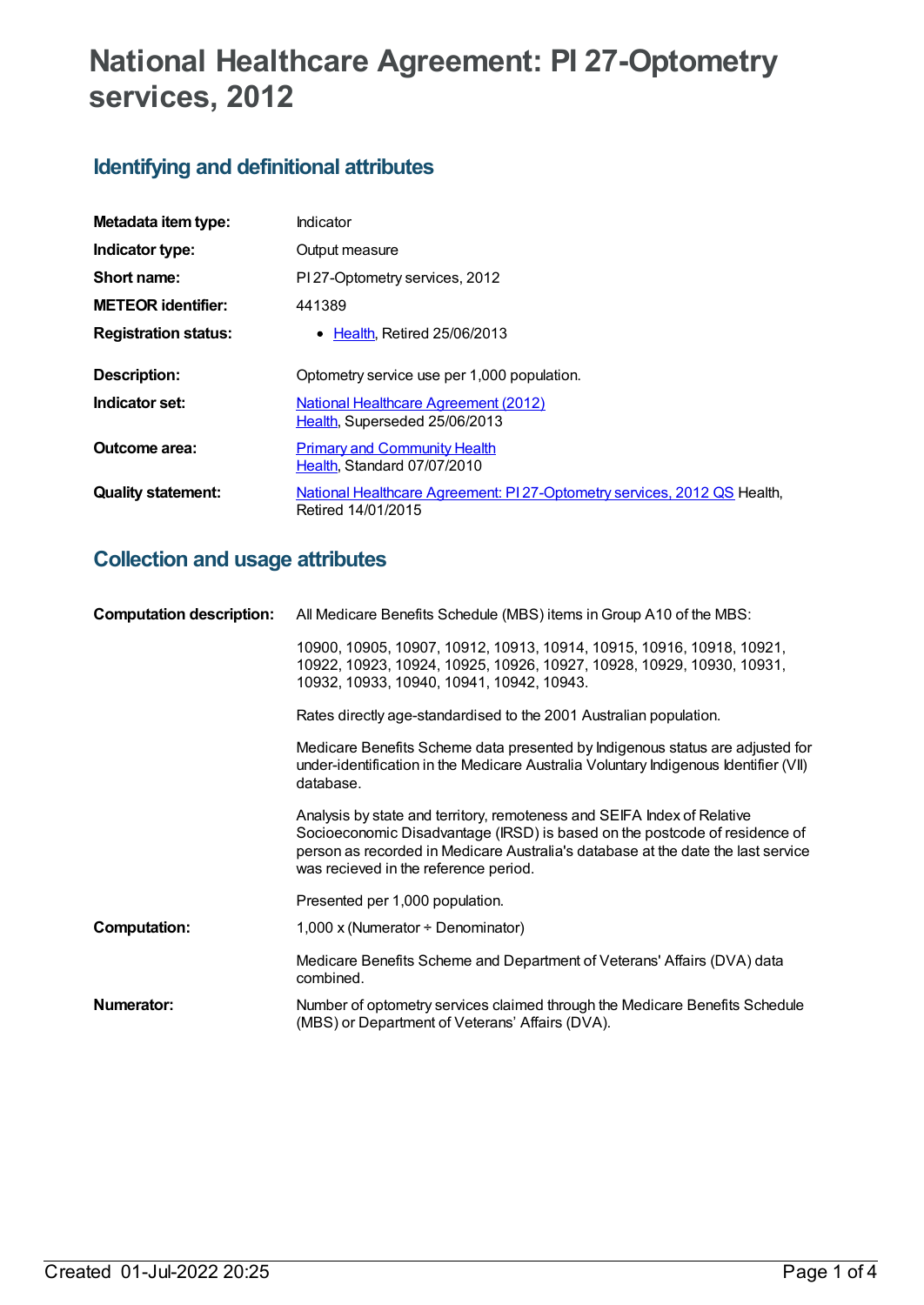# National Healthcare Agreement: PI 27-Optometry services, 2012

## Identifying and definitional attributes

| | |
|---|---|
| **Metadata item type:** | Indicator |
| **Indicator type:** | Output measure |
| **Short name:** | PI 27-Optometry services, 2012 |
| **METEOR identifier:** | 441389 |
| **Registration status:** | • Health, Retired 25/06/2013 |
| **Description:** | Optometry service use per 1,000 population. |
| **Indicator set:** | National Healthcare Agreement (2012) Health, Superseded 25/06/2013 |
| **Outcome area:** | Primary and Community Health Health, Standard 07/07/2010 |
| **Quality statement:** | National Healthcare Agreement: PI 27-Optometry services, 2012 QS Health, Retired 14/01/2015 |

## Collection and usage attributes

**Computation description:**

All Medicare Benefits Schedule (MBS) items in Group A10 of the MBS:

10900, 10905, 10907, 10912, 10913, 10914, 10915, 10916, 10918, 10921, 10922, 10923, 10924, 10925, 10926, 10927, 10928, 10929, 10930, 10931, 10932, 10933, 10940, 10941, 10942, 10943.

Rates directly age-standardised to the 2001 Australian population.

Medicare Benefits Scheme data presented by Indigenous status are adjusted for under-identification in the Medicare Australia Voluntary Indigenous Identifier (VII) database.

Analysis by state and territory, remoteness and SEIFA Index of Relative Socioeconomic Disadvantage (IRSD) is based on the postcode of residence of person as recorded in Medicare Australia's database at the date the last service was recieved in the reference period.

Presented per 1,000 population.

**Computation:**

1,000 x (Numerator ÷ Denominator)

Medicare Benefits Scheme and Department of Veterans' Affairs (DVA) data combined.

**Numerator:**

Number of optometry services claimed through the Medicare Benefits Schedule (MBS) or Department of Veterans' Affairs (DVA).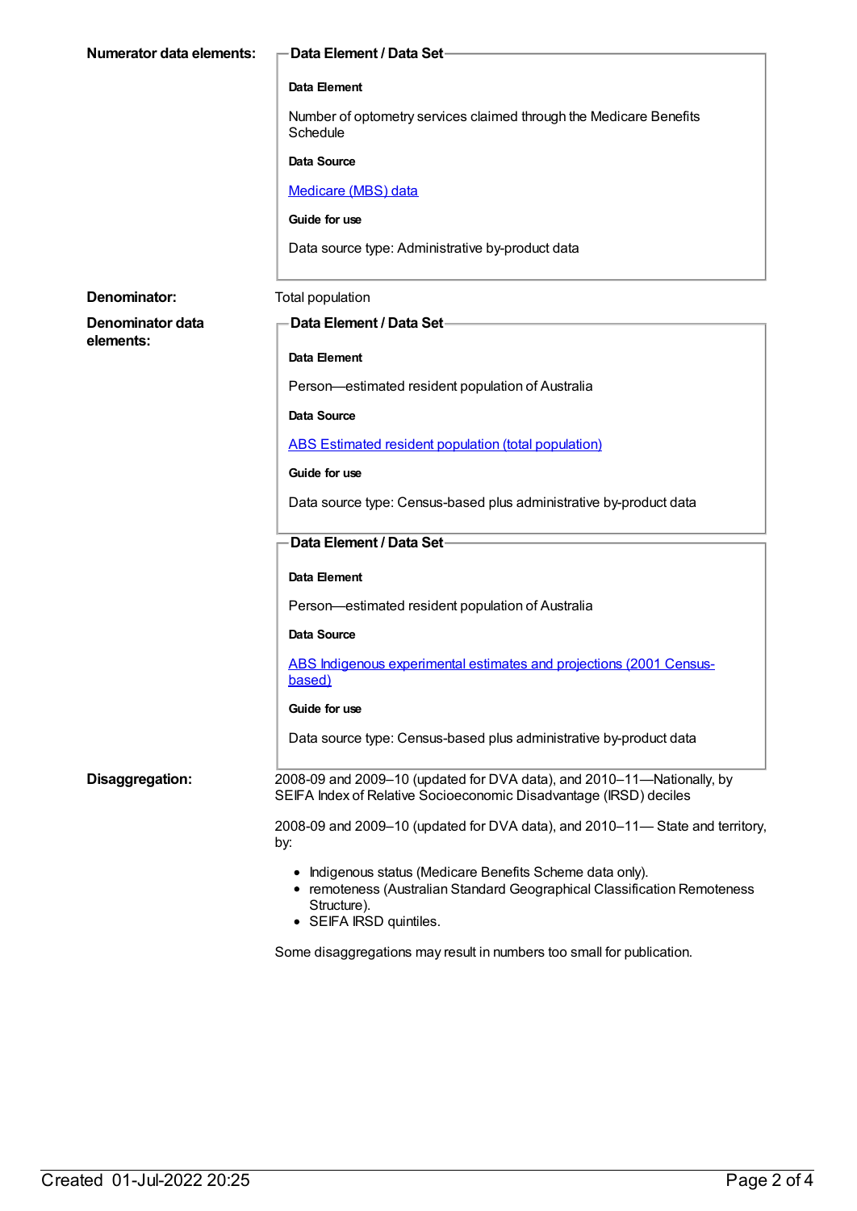**Numerator data elements:**

**Data Element / Data Set**

**Data Element**

Number of optometry services claimed through the Medicare Benefits Schedule

**Data Source**

Medicare (MBS) data

**Guide for use**

Data source type: Administrative by-product data

**Denominator:** Total population

**Denominator data elements:**

**Data Element / Data Set**

**Data Element**

Person—estimated resident population of Australia

**Data Source**

ABS Estimated resident population (total population)

**Guide for use**

Data source type: Census-based plus administrative by-product data

**Data Element / Data Set**

**Data Element**

Person—estimated resident population of Australia

**Data Source**

ABS Indigenous experimental estimates and projections (2001 Census-based)

**Guide for use**

Data source type: Census-based plus administrative by-product data

**Disaggregation:**

2008-09 and 2009–10 (updated for DVA data), and 2010–11—Nationally, by SEIFA Index of Relative Socioeconomic Disadvantage (IRSD) deciles

2008-09 and 2009–10 (updated for DVA data), and 2010–11— State and territory, by:

- Indigenous status (Medicare Benefits Scheme data only).
- remoteness (Australian Standard Geographical Classification Remoteness Structure).
- SEIFA IRSD quintiles.

Some disaggregations may result in numbers too small for publication.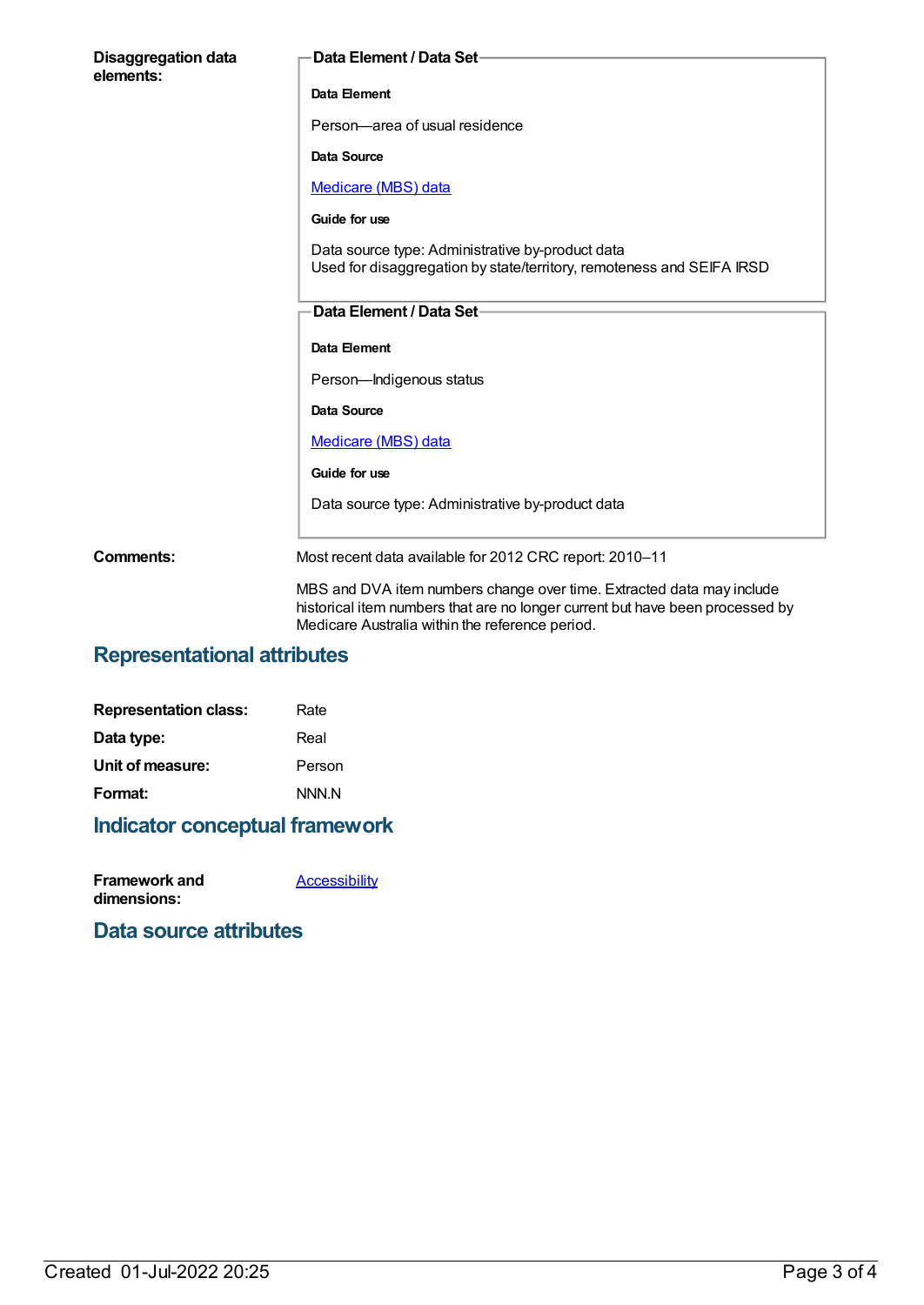**Disaggregation data elements:**

**Data Element / Data Set**

**Data Element**

Person—area of usual residence

**Data Source**

Medicare (MBS) data

**Guide for use**

Data source type: Administrative by-product data
Used for disaggregation by state/territory, remoteness and SEIFA IRSD

**Data Element / Data Set**

**Data Element**

Person—Indigenous status

**Data Source**

Medicare (MBS) data

**Guide for use**

Data source type: Administrative by-product data

**Comments:**

Most recent data available for 2012 CRC report: 2010–11

MBS and DVA item numbers change over time. Extracted data may include historical item numbers that are no longer current but have been processed by Medicare Australia within the reference period.

## Representational attributes

| | |
|---|---|
| **Representation class:** | Rate |
| **Data type:** | Real |
| **Unit of measure:** | Person |
| **Format:** | NNN.N |

## Indicator conceptual framework

**Framework and dimensions:** Accessibility

## Data source attributes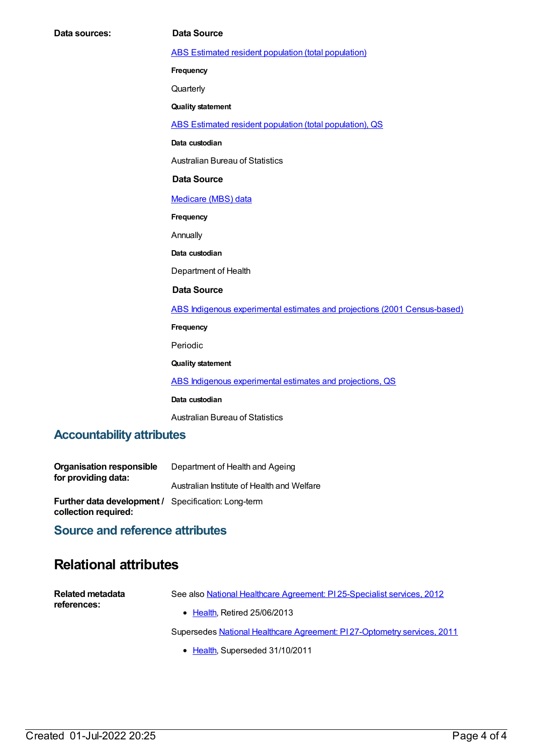**Data sources:**

**Data Source**

ABS Estimated resident population (total population)

**Frequency**

Quarterly

**Quality statement**

ABS Estimated resident population (total population), QS

**Data custodian**

Australian Bureau of Statistics

**Data Source**

Medicare (MBS) data

**Frequency**

Annually

**Data custodian**

Department of Health

**Data Source**

ABS Indigenous experimental estimates and projections (2001 Census-based)

**Frequency**

Periodic

**Quality statement**

ABS Indigenous experimental estimates and projections, QS

**Data custodian**

Australian Bureau of Statistics

## Accountability attributes

**Organisation responsible for providing data:** Department of Health and Ageing

Australian Institute of Health and Welfare

**Further data development / collection required:** Specification: Long-term

## Source and reference attributes

# Relational attributes

**Related metadata references:**

See also National Healthcare Agreement: PI 25-Specialist services, 2012

- Health, Retired 25/06/2013

Supersedes National Healthcare Agreement: PI 27-Optometry services, 2011

- Health, Superseded 31/10/2011